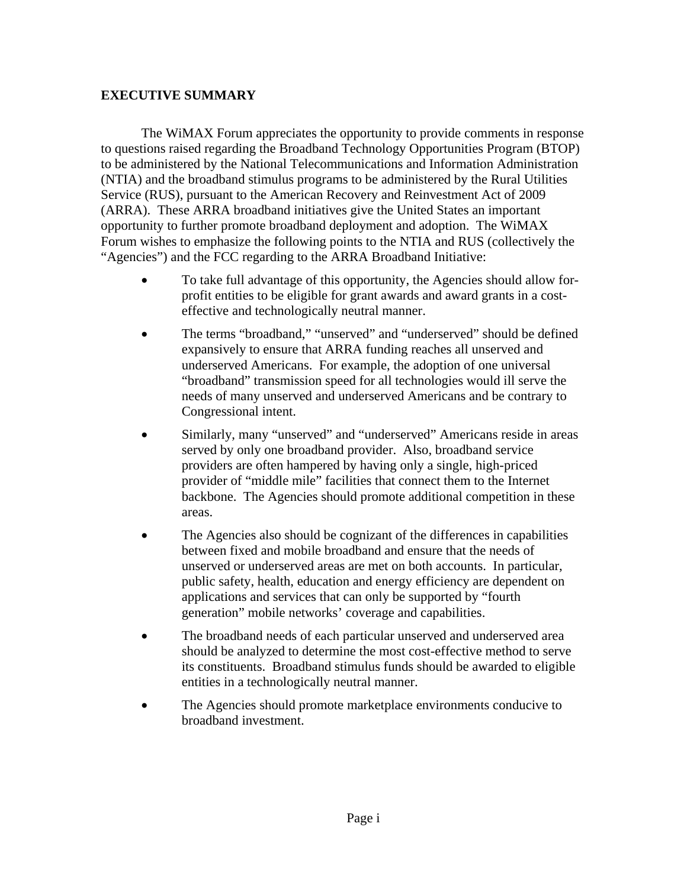## EXECUTIVE SUMMARY

The WiMAX Forum appreciates the opportunity to provide comments in response to questions raised regarding the Broadband Technology Opportunities Program (BTOP) to be administered by the National Telecommunications and Information Administration (NTIA) and the broadband stimulus programs to be administered by the Rural Utilities Service (RUS), pursuant to the American Recovery and Reinvestment Act of 2009 (ARRA). These ARRA broadband initiatives give the United States an important opportunity to further promote broadband deployment and adoption. The WiMAX Forum wishes to emphasize the following points to the NTIA and RUS (collectively the "Agencies") and the FCC regarding to the ARRA Broadband Initiative:

- To take full advantage of this opportunity, the Agencies should allow for-profit entities to be eligible for grant awards and award grants in a cost-effective and technologically neutral manner.
- The terms "broadband," "unserved" and "underserved" should be defined expansively to ensure that ARRA funding reaches all unserved and underserved Americans. For example, the adoption of one universal "broadband" transmission speed for all technologies would ill serve the needs of many unserved and underserved Americans and be contrary to Congressional intent.
- Similarly, many "unserved" and "underserved" Americans reside in areas served by only one broadband provider. Also, broadband service providers are often hampered by having only a single, high-priced provider of "middle mile" facilities that connect them to the Internet backbone. The Agencies should promote additional competition in these areas.
- The Agencies also should be cognizant of the differences in capabilities between fixed and mobile broadband and ensure that the needs of unserved or underserved areas are met on both accounts. In particular, public safety, health, education and energy efficiency are dependent on applications and services that can only be supported by "fourth generation" mobile networks' coverage and capabilities.
- The broadband needs of each particular unserved and underserved area should be analyzed to determine the most cost-effective method to serve its constituents. Broadband stimulus funds should be awarded to eligible entities in a technologically neutral manner.
- The Agencies should promote marketplace environments conducive to broadband investment.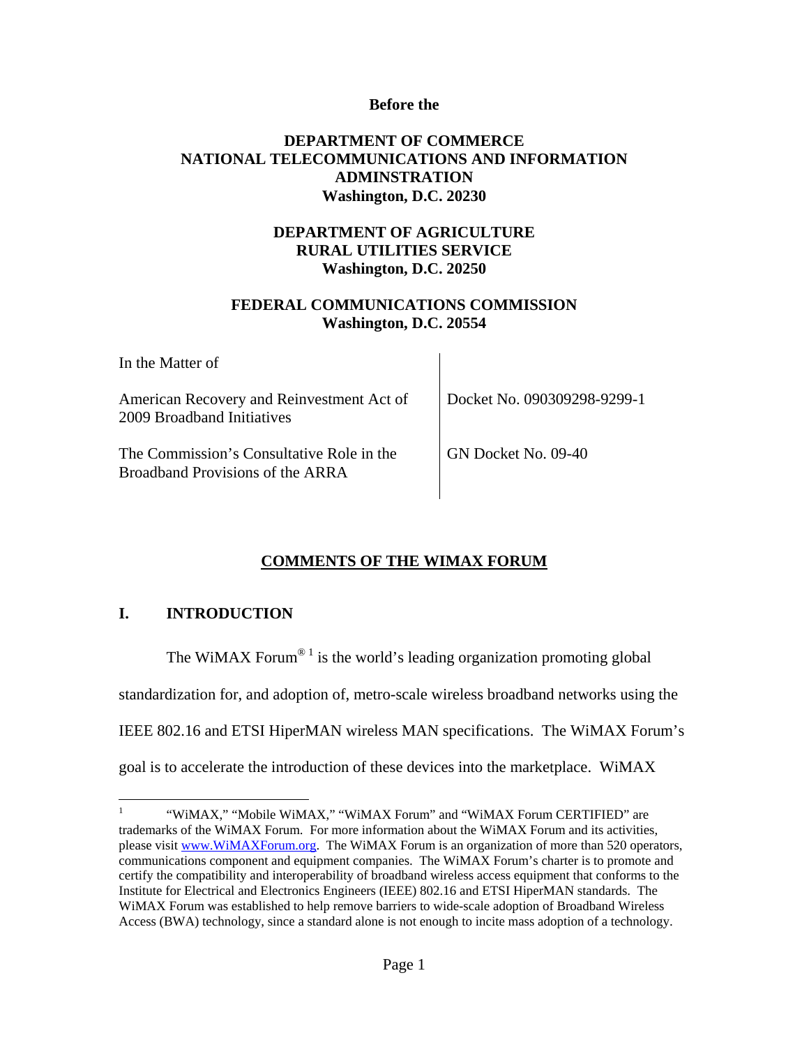**Before the**

**DEPARTMENT OF COMMERCE**
**NATIONAL TELECOMMUNICATIONS AND INFORMATION ADMINSTRATION**
**Washington, D.C. 20230**

**DEPARTMENT OF AGRICULTURE**
**RURAL UTILITIES SERVICE**
**Washington, D.C. 20250**

**FEDERAL COMMUNICATIONS COMMISSION**
**Washington, D.C. 20554**

| In the Matter of | |
|---|---|
| American Recovery and Reinvestment Act of 2009 Broadband Initiatives | Docket No. 090309298-9299-1 |
| The Commission's Consultative Role in the Broadband Provisions of the ARRA | GN Docket No. 09-40 |

## COMMENTS OF THE WIMAX FORUM

## I. INTRODUCTION

The WiMAX Forum®[1] is the world's leading organization promoting global standardization for, and adoption of, metro-scale wireless broadband networks using the IEEE 802.16 and ETSI HiperMAN wireless MAN specifications. The WiMAX Forum's goal is to accelerate the introduction of these devices into the marketplace. WiMAX

[1] "WiMAX," "Mobile WiMAX," "WiMAX Forum" and "WiMAX Forum CERTIFIED" are trademarks of the WiMAX Forum. For more information about the WiMAX Forum and its activities, please visit www.WiMAXForum.org. The WiMAX Forum is an organization of more than 520 operators, communications component and equipment companies. The WiMAX Forum's charter is to promote and certify the compatibility and interoperability of broadband wireless access equipment that conforms to the Institute for Electrical and Electronics Engineers (IEEE) 802.16 and ETSI HiperMAN standards. The WiMAX Forum was established to help remove barriers to wide-scale adoption of Broadband Wireless Access (BWA) technology, since a standard alone is not enough to incite mass adoption of a technology.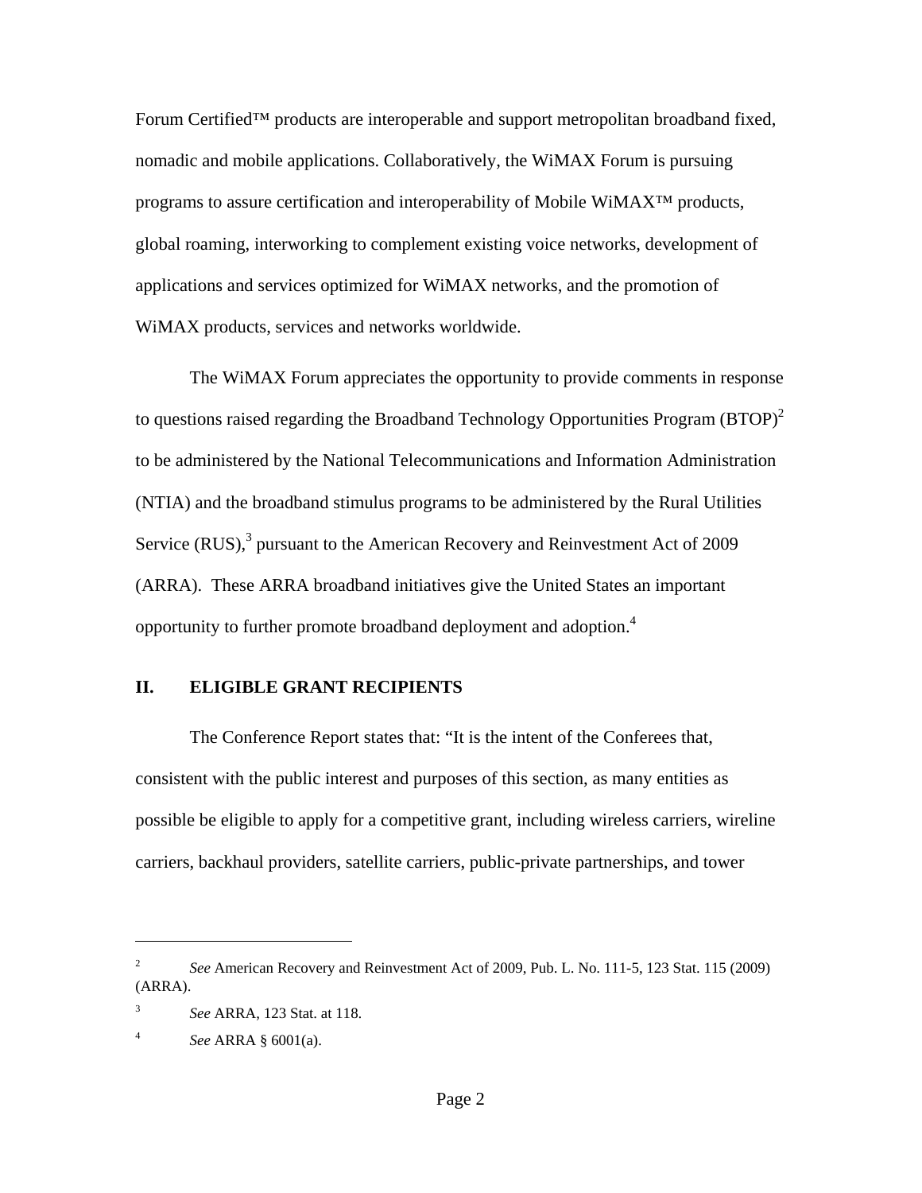Forum Certified™ products are interoperable and support metropolitan broadband fixed, nomadic and mobile applications. Collaboratively, the WiMAX Forum is pursuing programs to assure certification and interoperability of Mobile WiMAX™ products, global roaming, interworking to complement existing voice networks, development of applications and services optimized for WiMAX networks, and the promotion of WiMAX products, services and networks worldwide.

The WiMAX Forum appreciates the opportunity to provide comments in response to questions raised regarding the Broadband Technology Opportunities Program (BTOP)[2] to be administered by the National Telecommunications and Information Administration (NTIA) and the broadband stimulus programs to be administered by the Rural Utilities Service (RUS),[3] pursuant to the American Recovery and Reinvestment Act of 2009 (ARRA). These ARRA broadband initiatives give the United States an important opportunity to further promote broadband deployment and adoption.[4]

## II. ELIGIBLE GRANT RECIPIENTS

The Conference Report states that: "It is the intent of the Conferees that, consistent with the public interest and purposes of this section, as many entities as possible be eligible to apply for a competitive grant, including wireless carriers, wireline carriers, backhaul providers, satellite carriers, public-private partnerships, and tower

---

[2] *See* American Recovery and Reinvestment Act of 2009, Pub. L. No. 111-5, 123 Stat. 115 (2009) (ARRA).

[3] *See* ARRA, 123 Stat. at 118.

[4] *See* ARRA § 6001(a).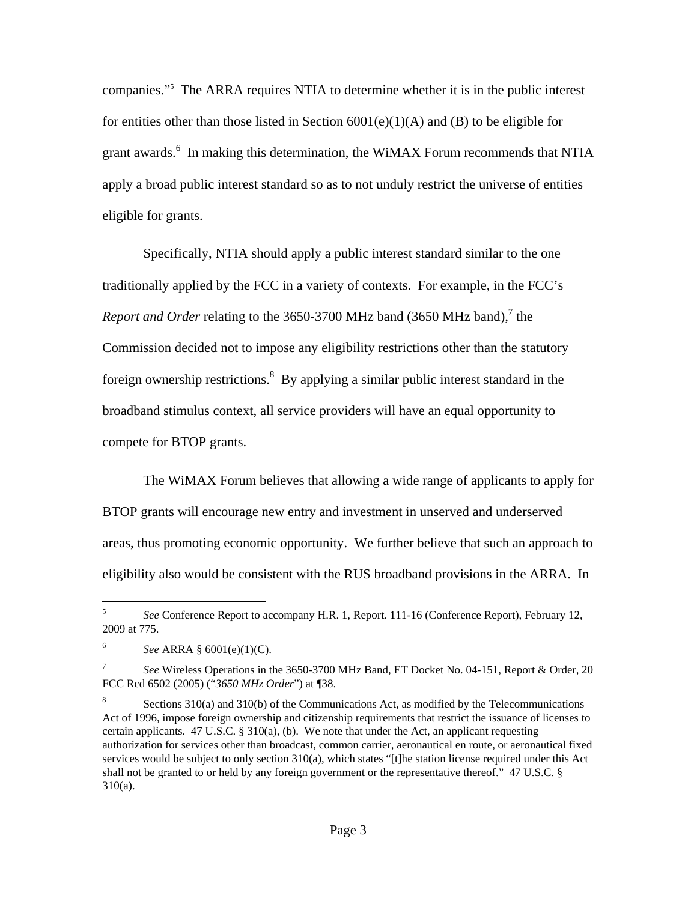companies."[5] The ARRA requires NTIA to determine whether it is in the public interest for entities other than those listed in Section 6001(e)(1)(A) and (B) to be eligible for grant awards.[6] In making this determination, the WiMAX Forum recommends that NTIA apply a broad public interest standard so as to not unduly restrict the universe of entities eligible for grants.

Specifically, NTIA should apply a public interest standard similar to the one traditionally applied by the FCC in a variety of contexts. For example, in the FCC's *Report and Order* relating to the 3650-3700 MHz band (3650 MHz band),[7] the Commission decided not to impose any eligibility restrictions other than the statutory foreign ownership restrictions.[8] By applying a similar public interest standard in the broadband stimulus context, all service providers will have an equal opportunity to compete for BTOP grants.

The WiMAX Forum believes that allowing a wide range of applicants to apply for BTOP grants will encourage new entry and investment in unserved and underserved areas, thus promoting economic opportunity. We further believe that such an approach to eligibility also would be consistent with the RUS broadband provisions in the ARRA. In

---

[5] *See* Conference Report to accompany H.R. 1, Report. 111-16 (Conference Report), February 12, 2009 at 775.

[6] *See* ARRA § 6001(e)(1)(C).

[7] *See* Wireless Operations in the 3650-3700 MHz Band, ET Docket No. 04-151, Report & Order, 20 FCC Rcd 6502 (2005) ("*3650 MHz Order*") at ¶38.

[8] Sections 310(a) and 310(b) of the Communications Act, as modified by the Telecommunications Act of 1996, impose foreign ownership and citizenship requirements that restrict the issuance of licenses to certain applicants. 47 U.S.C. § 310(a), (b). We note that under the Act, an applicant requesting authorization for services other than broadcast, common carrier, aeronautical en route, or aeronautical fixed services would be subject to only section 310(a), which states "[t]he station license required under this Act shall not be granted to or held by any foreign government or the representative thereof." 47 U.S.C. § 310(a).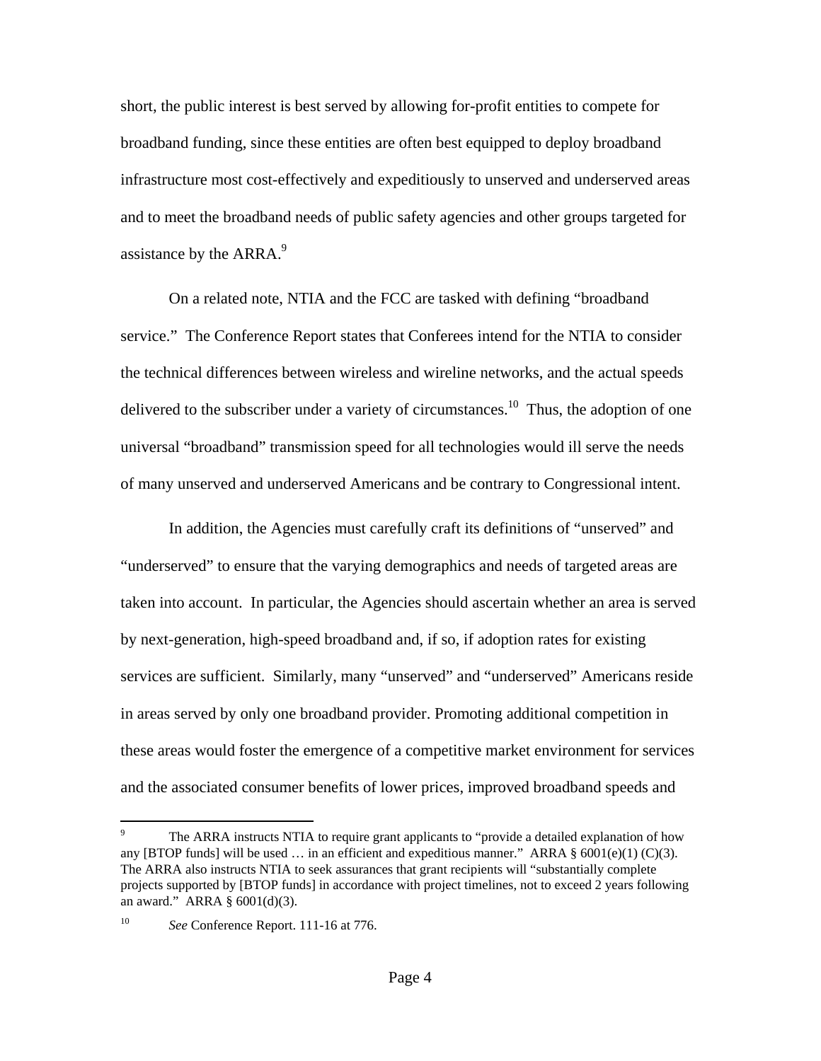short, the public interest is best served by allowing for-profit entities to compete for broadband funding, since these entities are often best equipped to deploy broadband infrastructure most cost-effectively and expeditiously to unserved and underserved areas and to meet the broadband needs of public safety agencies and other groups targeted for assistance by the ARRA.[9]

On a related note, NTIA and the FCC are tasked with defining "broadband service." The Conference Report states that Conferees intend for the NTIA to consider the technical differences between wireless and wireline networks, and the actual speeds delivered to the subscriber under a variety of circumstances.[10] Thus, the adoption of one universal "broadband" transmission speed for all technologies would ill serve the needs of many unserved and underserved Americans and be contrary to Congressional intent.

In addition, the Agencies must carefully craft its definitions of "unserved" and "underserved" to ensure that the varying demographics and needs of targeted areas are taken into account. In particular, the Agencies should ascertain whether an area is served by next-generation, high-speed broadband and, if so, if adoption rates for existing services are sufficient. Similarly, many "unserved" and "underserved" Americans reside in areas served by only one broadband provider. Promoting additional competition in these areas would foster the emergence of a competitive market environment for services and the associated consumer benefits of lower prices, improved broadband speeds and

---

[9] The ARRA instructs NTIA to require grant applicants to "provide a detailed explanation of how any [BTOP funds] will be used … in an efficient and expeditious manner." ARRA § 6001(e)(1) (C)(3). The ARRA also instructs NTIA to seek assurances that grant recipients will "substantially complete projects supported by [BTOP funds] in accordance with project timelines, not to exceed 2 years following an award." ARRA § 6001(d)(3).

[10] *See* Conference Report. 111-16 at 776.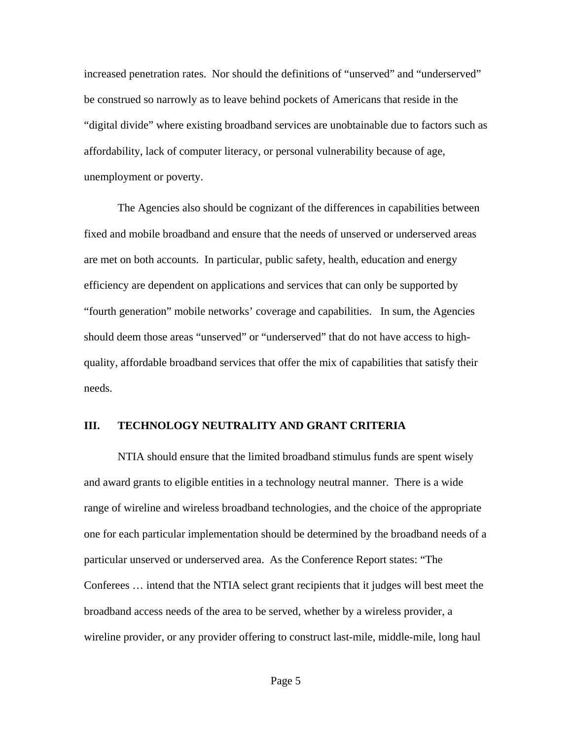increased penetration rates. Nor should the definitions of "unserved" and "underserved" be construed so narrowly as to leave behind pockets of Americans that reside in the "digital divide" where existing broadband services are unobtainable due to factors such as affordability, lack of computer literacy, or personal vulnerability because of age, unemployment or poverty.

The Agencies also should be cognizant of the differences in capabilities between fixed and mobile broadband and ensure that the needs of unserved or underserved areas are met on both accounts. In particular, public safety, health, education and energy efficiency are dependent on applications and services that can only be supported by "fourth generation" mobile networks' coverage and capabilities. In sum, the Agencies should deem those areas "unserved" or "underserved" that do not have access to high-quality, affordable broadband services that offer the mix of capabilities that satisfy their needs.

## III. TECHNOLOGY NEUTRALITY AND GRANT CRITERIA

NTIA should ensure that the limited broadband stimulus funds are spent wisely and award grants to eligible entities in a technology neutral manner. There is a wide range of wireline and wireless broadband technologies, and the choice of the appropriate one for each particular implementation should be determined by the broadband needs of a particular unserved or underserved area. As the Conference Report states: "The Conferees … intend that the NTIA select grant recipients that it judges will best meet the broadband access needs of the area to be served, whether by a wireless provider, a wireline provider, or any provider offering to construct last-mile, middle-mile, long haul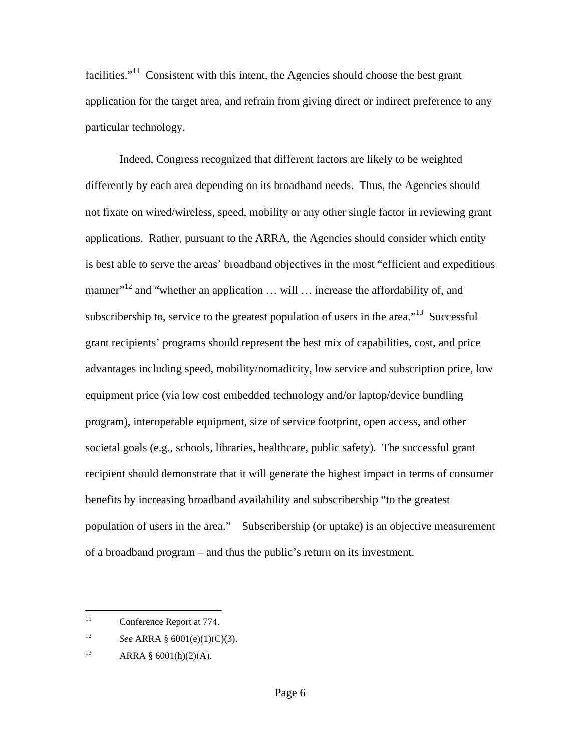facilities."[11] Consistent with this intent, the Agencies should choose the best grant application for the target area, and refrain from giving direct or indirect preference to any particular technology.

Indeed, Congress recognized that different factors are likely to be weighted differently by each area depending on its broadband needs. Thus, the Agencies should not fixate on wired/wireless, speed, mobility or any other single factor in reviewing grant applications. Rather, pursuant to the ARRA, the Agencies should consider which entity is best able to serve the areas' broadband objectives in the most "efficient and expeditious manner"[12] and "whether an application … will … increase the affordability of, and subscribership to, service to the greatest population of users in the area."[13] Successful grant recipients' programs should represent the best mix of capabilities, cost, and price advantages including speed, mobility/nomadicity, low service and subscription price, low equipment price (via low cost embedded technology and/or laptop/device bundling program), interoperable equipment, size of service footprint, open access, and other societal goals (e.g., schools, libraries, healthcare, public safety). The successful grant recipient should demonstrate that it will generate the highest impact in terms of consumer benefits by increasing broadband availability and subscribership "to the greatest population of users in the area." Subscribership (or uptake) is an objective measurement of a broadband program – and thus the public's return on its investment.

---

[11] Conference Report at 774.

[12] *See* ARRA § 6001(e)(1)(C)(3).

[13] ARRA § 6001(h)(2)(A).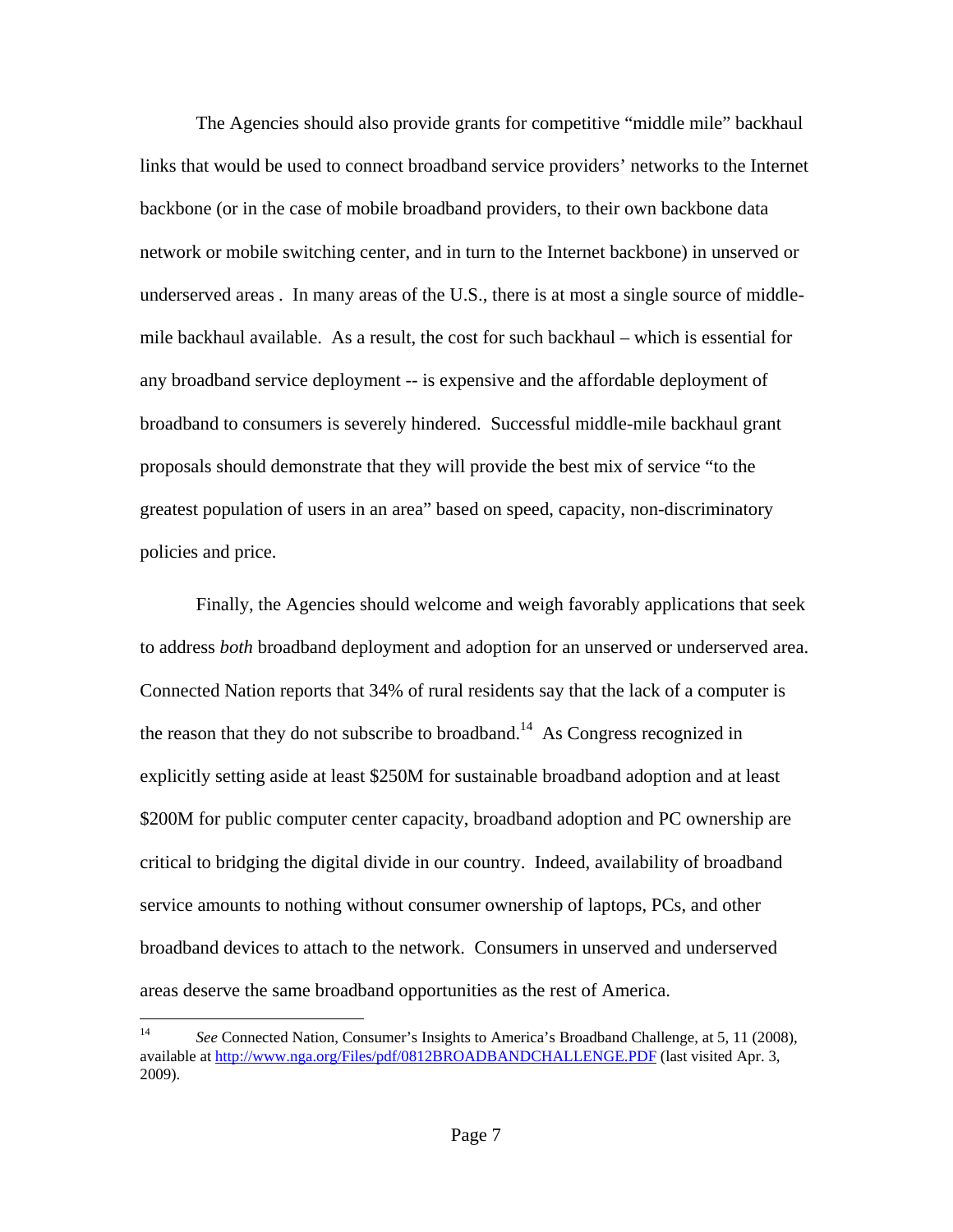The Agencies should also provide grants for competitive "middle mile" backhaul links that would be used to connect broadband service providers' networks to the Internet backbone (or in the case of mobile broadband providers, to their own backbone data network or mobile switching center, and in turn to the Internet backbone) in unserved or underserved areas . In many areas of the U.S., there is at most a single source of middle-mile backhaul available. As a result, the cost for such backhaul – which is essential for any broadband service deployment -- is expensive and the affordable deployment of broadband to consumers is severely hindered. Successful middle-mile backhaul grant proposals should demonstrate that they will provide the best mix of service "to the greatest population of users in an area" based on speed, capacity, non-discriminatory policies and price.

Finally, the Agencies should welcome and weigh favorably applications that seek to address *both* broadband deployment and adoption for an unserved or underserved area. Connected Nation reports that 34% of rural residents say that the lack of a computer is the reason that they do not subscribe to broadband.[14] As Congress recognized in explicitly setting aside at least $250M for sustainable broadband adoption and at least $200M for public computer center capacity, broadband adoption and PC ownership are critical to bridging the digital divide in our country. Indeed, availability of broadband service amounts to nothing without consumer ownership of laptops, PCs, and other broadband devices to attach to the network. Consumers in unserved and underserved areas deserve the same broadband opportunities as the rest of America.

---

[14] *See* Connected Nation, Consumer's Insights to America's Broadband Challenge, at 5, 11 (2008), available at http://www.nga.org/Files/pdf/0812BROADBANDCHALLENGE.PDF (last visited Apr. 3, 2009).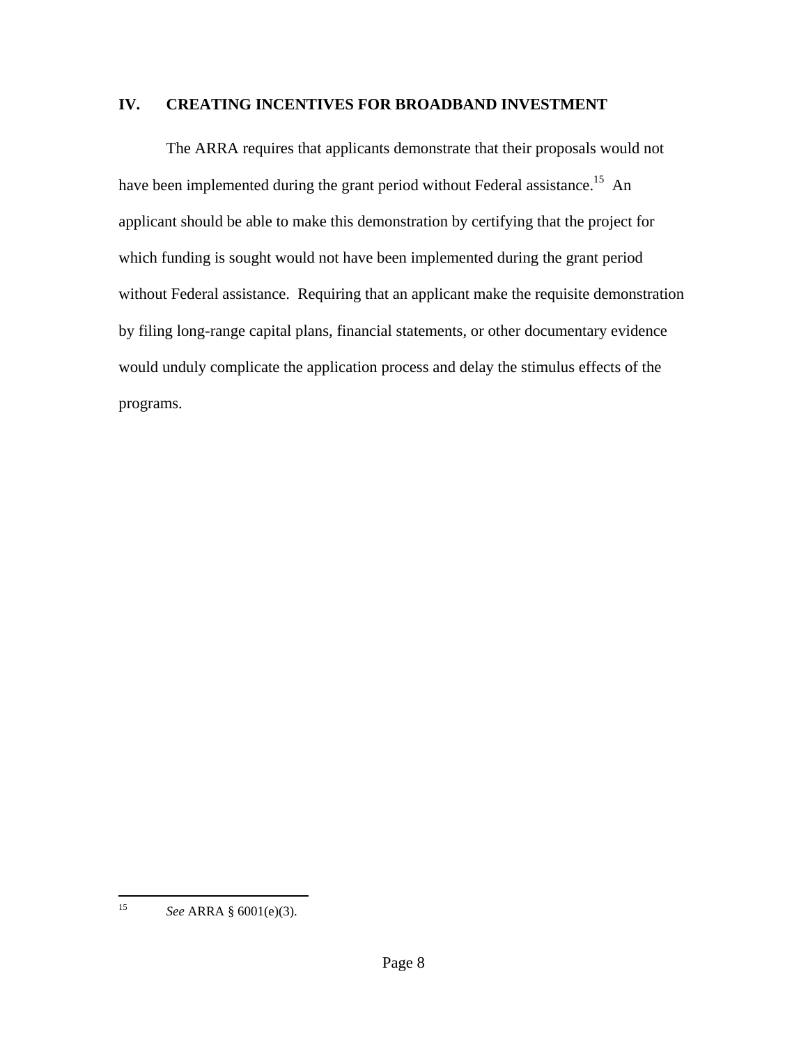## IV. CREATING INCENTIVES FOR BROADBAND INVESTMENT

The ARRA requires that applicants demonstrate that their proposals would not have been implemented during the grant period without Federal assistance.[15] An applicant should be able to make this demonstration by certifying that the project for which funding is sought would not have been implemented during the grant period without Federal assistance. Requiring that an applicant make the requisite demonstration by filing long-range capital plans, financial statements, or other documentary evidence would unduly complicate the application process and delay the stimulus effects of the programs.

---

[15] *See* ARRA § 6001(e)(3).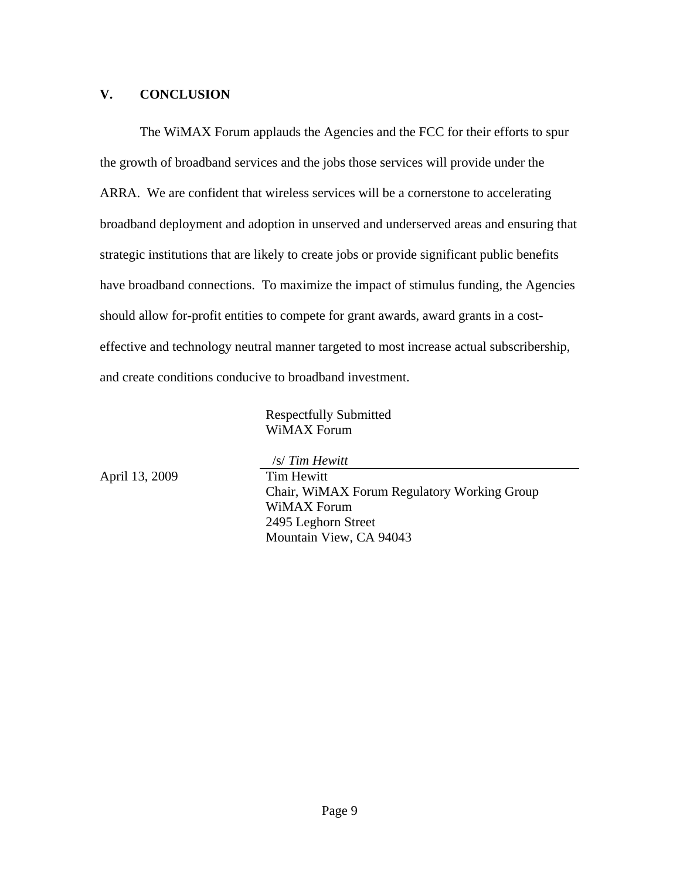## V. CONCLUSION

The WiMAX Forum applauds the Agencies and the FCC for their efforts to spur the growth of broadband services and the jobs those services will provide under the ARRA. We are confident that wireless services will be a cornerstone to accelerating broadband deployment and adoption in unserved and underserved areas and ensuring that strategic institutions that are likely to create jobs or provide significant public benefits have broadband connections. To maximize the impact of stimulus funding, the Agencies should allow for-profit entities to compete for grant awards, award grants in a cost-effective and technology neutral manner targeted to most increase actual subscribership, and create conditions conducive to broadband investment.

Respectfully Submitted
WiMAX Forum

/s/ *Tim Hewitt*

April 13, 2009

Tim Hewitt
Chair, WiMAX Forum Regulatory Working Group
WiMAX Forum
2495 Leghorn Street
Mountain View, CA 94043